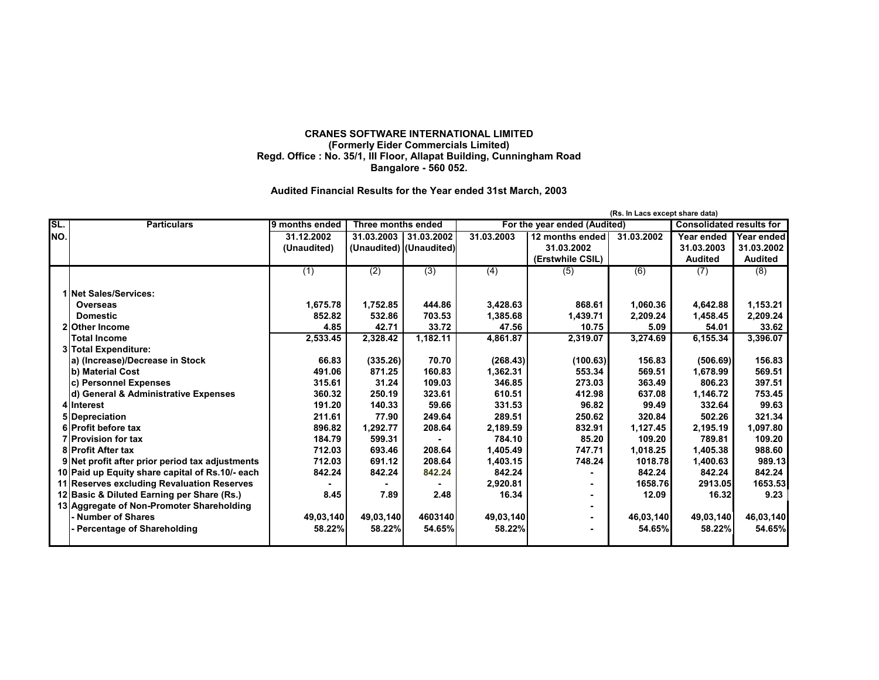**CRANES SOFTWARE INTERNATIONAL LIMITED**
**(Formerly Eider Commercials Limited)**
**Regd. Office : No. 35/1, III Floor, Allapat Building, Cunningham Road**
**Bangalore - 560 052.**

**Audited Financial Results for the Year ended 31st March, 2003**

(Rs. In Lacs except share data)

| SL. NO. | Particulars | 9 months ended | Three months ended | | For the year ended (Audited) | | | Consolidated results for | |
|---|---|---|---|---|---|---|---|---|---|
| | | 31.12.2002 (Unaudited) | 31.03.2003 (Unaudited) | 31.03.2002 (Unaudited) | 31.03.2003 | 12 months ended 31.03.2002 (Erstwhile CSIL) | 31.03.2002 | Year ended 31.03.2003 Audited | Year ended 31.03.2002 Audited |
| | | (1) | (2) | (3) | (4) | (5) | (6) | (7) | (8) |
| 1 | **Net Sales/Services:** | | | | | | | | |
| | **Overseas** | 1,675.78 | 1,752.85 | 444.86 | 3,428.63 | 868.61 | 1,060.36 | 4,642.88 | 1,153.21 |
| | **Domestic** | 852.82 | 532.86 | 703.53 | 1,385.68 | 1,439.71 | 2,209.24 | 1,458.45 | 2,209.24 |
| 2 | **Other Income** | 4.85 | 42.71 | 33.72 | 47.56 | 10.75 | 5.09 | 54.01 | 33.62 |
| | **Total Income** | 2,533.45 | 2,328.42 | 1,182.11 | 4,861.87 | 2,319.07 | 3,274.69 | 6,155.34 | 3,396.07 |
| 3 | **Total Expenditure:** | | | | | | | | |
| | **a) (Increase)/Decrease in Stock** | 66.83 | (335.26) | 70.70 | (268.43) | (100.63) | 156.83 | (506.69) | 156.83 |
| | **b) Material Cost** | 491.06 | 871.25 | 160.83 | 1,362.31 | 553.34 | 569.51 | 1,678.99 | 569.51 |
| | **c) Personnel Expenses** | 315.61 | 31.24 | 109.03 | 346.85 | 273.03 | 363.49 | 806.23 | 397.51 |
| | **d) General & Administrative Expenses** | 360.32 | 250.19 | 323.61 | 610.51 | 412.98 | 637.08 | 1,146.72 | 753.45 |
| 4 | **Interest** | 191.20 | 140.33 | 59.66 | 331.53 | 96.82 | 99.49 | 332.64 | 99.63 |
| 5 | **Depreciation** | 211.61 | 77.90 | 249.64 | 289.51 | 250.62 | 320.84 | 502.26 | 321.34 |
| 6 | **Profit before tax** | 896.82 | 1,292.77 | 208.64 | 2,189.59 | 832.91 | 1,127.45 | 2,195.19 | 1,097.80 |
| 7 | **Provision for tax** | 184.79 | 599.31 | - | 784.10 | 85.20 | 109.20 | 789.81 | 109.20 |
| 8 | **Profit After tax** | 712.03 | 693.46 | 208.64 | 1,405.49 | 747.71 | 1,018.25 | 1,405.38 | 988.60 |
| 9 | **Net profit after prior period tax adjustments** | 712.03 | 691.12 | 208.64 | 1,403.15 | 748.24 | 1018.78 | 1,400.63 | 989.13 |
| 10 | **Paid up Equity share capital of Rs.10/- each** | 842.24 | 842.24 | 842.24 | 842.24 | - | 842.24 | 842.24 | 842.24 |
| 11 | **Reserves excluding Revaluation Reserves** | - | - | - | 2,920.81 | - | 1658.76 | 2913.05 | 1653.53 |
| 12 | **Basic & Diluted Earning per Share (Rs.)** | 8.45 | 7.89 | 2.48 | 16.34 | - | 12.09 | 16.32 | 9.23 |
| 13 | **Aggregate of Non-Promoter Shareholding** | | | | | - | | | |
| | **- Number of Shares** | 49,03,140 | 49,03,140 | 4603140 | 49,03,140 | - | 46,03,140 | 49,03,140 | 46,03,140 |
| | **- Percentage of Shareholding** | 58.22% | 58.22% | 54.65% | 58.22% | - | 54.65% | 58.22% | 54.65% |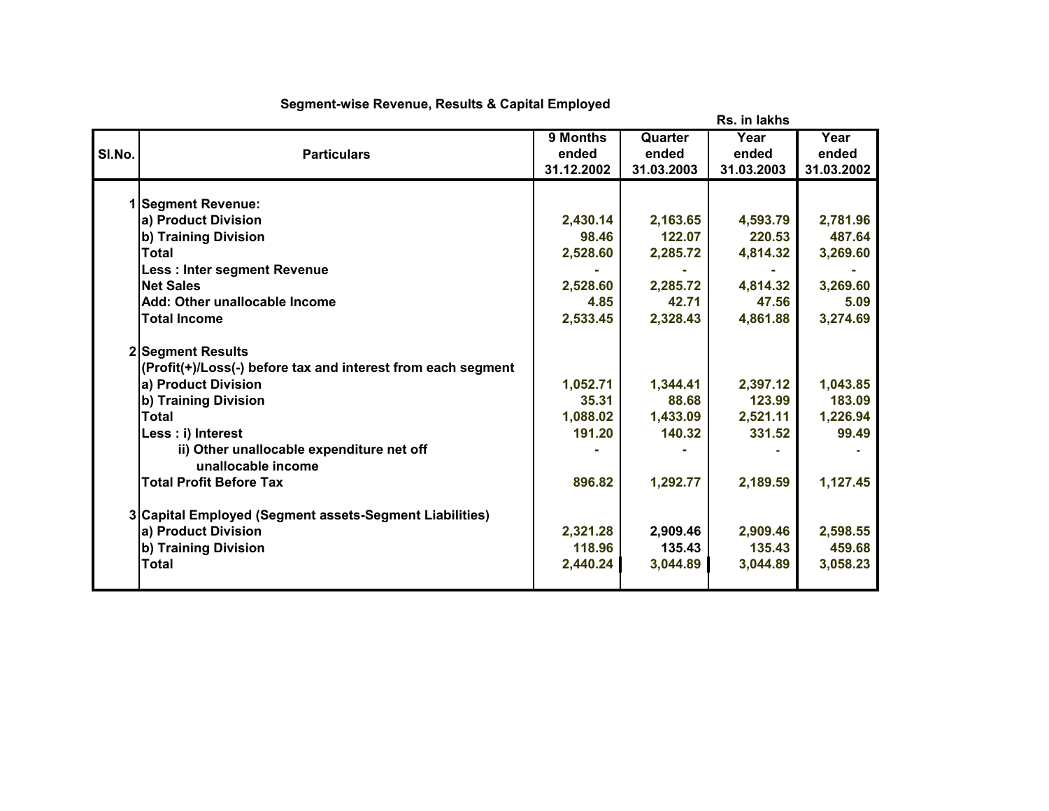## Segment-wise Revenue, Results & Capital Employed

Rs. in lakhs

| Sl.No. | Particulars | 9 Months ended 31.12.2002 | Quarter ended 31.03.2003 | Year ended 31.03.2003 | Year ended 31.03.2002 |
|---|---|---|---|---|---|
| 1 | **Segment Revenue:** | | | | |
| | a) Product Division | 2,430.14 | 2,163.65 | 4,593.79 | 2,781.96 |
| | b) Training Division | 98.46 | 122.07 | 220.53 | 487.64 |
| | Total | 2,528.60 | 2,285.72 | 4,814.32 | 3,269.60 |
| | Less : Inter segment Revenue | - | - | - | - |
| | Net Sales | 2,528.60 | 2,285.72 | 4,814.32 | 3,269.60 |
| | Add: Other unallocable Income | 4.85 | 42.71 | 47.56 | 5.09 |
| | Total Income | 2,533.45 | 2,328.43 | 4,861.88 | 3,274.69 |
| 2 | **Segment Results** | | | | |
| | (Profit(+)/Loss(-) before tax and interest from each segment | | | | |
| | a) Product Division | 1,052.71 | 1,344.41 | 2,397.12 | 1,043.85 |
| | b) Training Division | 35.31 | 88.68 | 123.99 | 183.09 |
| | Total | 1,088.02 | 1,433.09 | 2,521.11 | 1,226.94 |
| | Less : i) Interest | 191.20 | 140.32 | 331.52 | 99.49 |
| | ii) Other unallocable expenditure net off unallocable income | - | - | - | - |
| | Total Profit Before Tax | 896.82 | 1,292.77 | 2,189.59 | 1,127.45 |
| 3 | **Capital Employed (Segment assets-Segment Liabilities)** | | | | |
| | a) Product Division | 2,321.28 | 2,909.46 | 2,909.46 | 2,598.55 |
| | b) Training Division | 118.96 | 135.43 | 135.43 | 459.68 |
| | Total | 2,440.24 | 3,044.89 | 3,044.89 | 3,058.23 |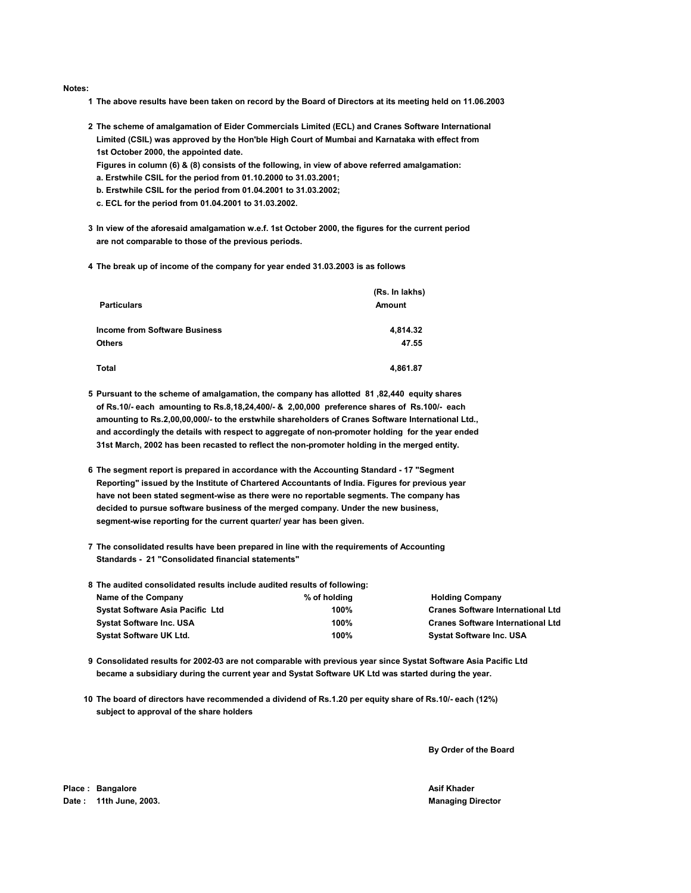**Notes:**

1. The above results have been taken on record by the Board of Directors at its meeting held on 11.06.2003

2. The scheme of amalgamation of Eider Commercials Limited (ECL) and Cranes Software International Limited (CSIL) was approved by the Hon'ble High Court of Mumbai and Karnataka with effect from 1st October 2000, the appointed date.
   Figures in column (6) & (8) consists of the following, in view of above referred amalgamation:
   a. Erstwhile CSIL for the period from 01.10.2000 to 31.03.2001;
   b. Erstwhile CSIL for the period from 01.04.2001 to 31.03.2002;
   c. ECL for the period from 01.04.2001 to 31.03.2002.

3. In view of the aforesaid amalgamation w.e.f. 1st October 2000, the figures for the current period are not comparable to those of the previous periods.

4. The break up of income of the company for year ended 31.03.2003 is as follows

| Particulars | (Rs. In lakhs) Amount |
|---|---|
| Income from Software Business | 4,814.32 |
| Others | 47.55 |
| Total | 4,861.87 |

5. Pursuant to the scheme of amalgamation, the company has allotted 81 ,82,440 equity shares of Rs.10/- each amounting to Rs.8,18,24,400/- & 2,00,000 preference shares of Rs.100/- each amounting to Rs.2,00,00,000/- to the erstwhile shareholders of Cranes Software International Ltd., and accordingly the details with respect to aggregate of non-promoter holding for the year ended 31st March, 2002 has been recasted to reflect the non-promoter holding in the merged entity.

6. The segment report is prepared in accordance with the Accounting Standard - 17 "Segment Reporting" issued by the Institute of Chartered Accountants of India. Figures for previous year have not been stated segment-wise as there were no reportable segments. The company has decided to pursue software business of the merged company. Under the new business, segment-wise reporting for the current quarter/ year has been given.

7. The consolidated results have been prepared in line with the requirements of Accounting Standards - 21 "Consolidated financial statements"

8. The audited consolidated results include audited results of following:

| Name of the Company | % of holding | Holding Company |
|---|---|---|
| Systat Software Asia Pacific Ltd | 100% | Cranes Software International Ltd |
| Systat Software Inc. USA | 100% | Cranes Software International Ltd |
| Systat Software UK Ltd. | 100% | Systat Software Inc. USA |

9. Consolidated results for 2002-03 are not comparable with previous year since Systat Software Asia Pacific Ltd became a subsidiary during the current year and Systat Software UK Ltd was started during the year.

10. The board of directors have recommended a dividend of Rs.1.20 per equity share of Rs.10/- each (12%) subject to approval of the share holders

By Order of the Board

Place : Bangalore
Date : 11th June, 2003.

Asif Khader
Managing Director